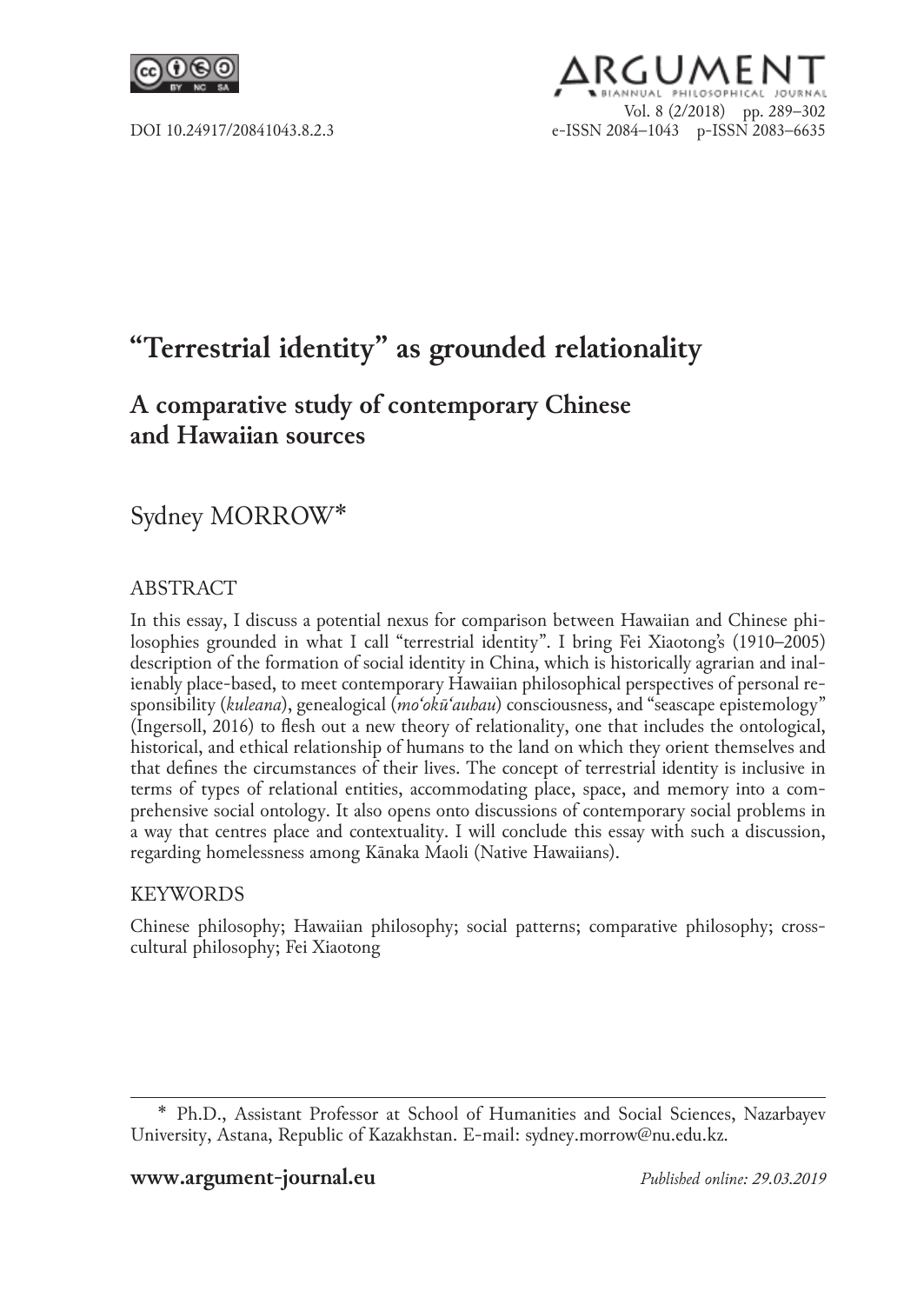DOI 10.24917/20841043.8.2.3

# "Terrestrial identity" as grounded relationality

## A comparative study of contemporary Chinese and Hawaiian sources

Sydney MORROW*

### ABSTRACT

In this essay, I discuss a potential nexus for comparison between Hawaiian and Chinese philosophies grounded in what I call "terrestrial identity". I bring Fei Xiaotong's (1910–2005) description of the formation of social identity in China, which is historically agrarian and inalienably place-based, to meet contemporary Hawaiian philosophical perspectives of personal responsibility (*kuleana*), genealogical (*moʻokūʻauhau*) consciousness, and "seascape epistemology" (Ingersoll, 2016) to flesh out a new theory of relationality, one that includes the ontological, historical, and ethical relationship of humans to the land on which they orient themselves and that defines the circumstances of their lives. The concept of terrestrial identity is inclusive in terms of types of relational entities, accommodating place, space, and memory into a comprehensive social ontology. It also opens onto discussions of contemporary social problems in a way that centres place and contextuality. I will conclude this essay with such a discussion, regarding homelessness among Kānaka Maoli (Native Hawaiians).

### KEYWORDS

Chinese philosophy; Hawaiian philosophy; social patterns; comparative philosophy; cross-cultural philosophy; Fei Xiaotong

---

* Ph.D., Assistant Professor at School of Humanities and Social Sciences, Nazarbayev University, Astana, Republic of Kazakhstan. E-mail: sydney.morrow@nu.edu.kz.

*Published online: 29.03.2019*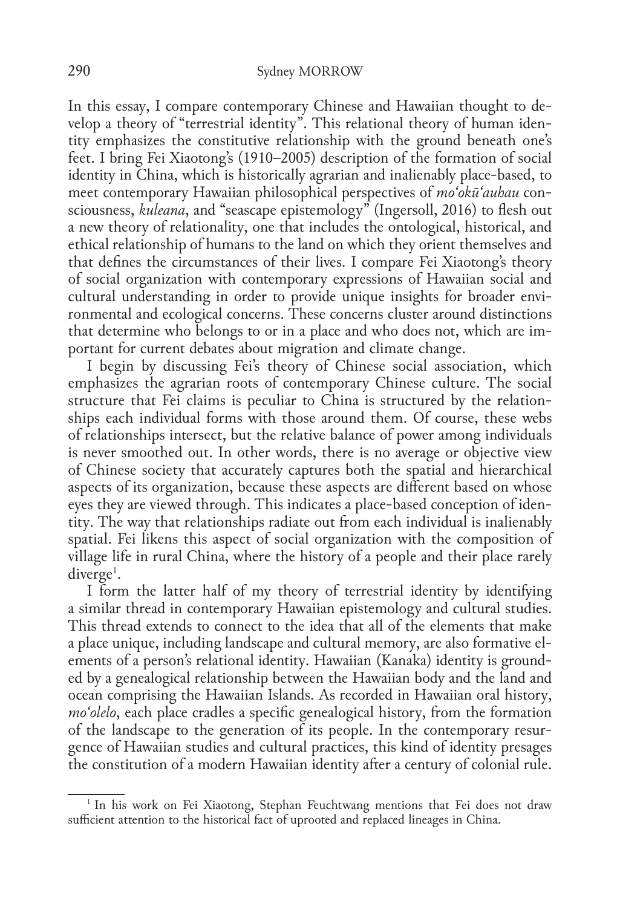In this essay, I compare contemporary Chinese and Hawaiian thought to develop a theory of "terrestrial identity". This relational theory of human identity emphasizes the constitutive relationship with the ground beneath one's feet. I bring Fei Xiaotong's (1910–2005) description of the formation of social identity in China, which is historically agrarian and inalienably place-based, to meet contemporary Hawaiian philosophical perspectives of *moʻokūʻauhau* consciousness, *kuleana*, and "seascape epistemology" (Ingersoll, 2016) to flesh out a new theory of relationality, one that includes the ontological, historical, and ethical relationship of humans to the land on which they orient themselves and that defines the circumstances of their lives. I compare Fei Xiaotong's theory of social organization with contemporary expressions of Hawaiian social and cultural understanding in order to provide unique insights for broader environmental and ecological concerns. These concerns cluster around distinctions that determine who belongs to or in a place and who does not, which are important for current debates about migration and climate change.

I begin by discussing Fei's theory of Chinese social association, which emphasizes the agrarian roots of contemporary Chinese culture. The social structure that Fei claims is peculiar to China is structured by the relationships each individual forms with those around them. Of course, these webs of relationships intersect, but the relative balance of power among individuals is never smoothed out. In other words, there is no average or objective view of Chinese society that accurately captures both the spatial and hierarchical aspects of its organization, because these aspects are different based on whose eyes they are viewed through. This indicates a place-based conception of identity. The way that relationships radiate out from each individual is inalienably spatial. Fei likens this aspect of social organization with the composition of village life in rural China, where the history of a people and their place rarely diverge[1].

I form the latter half of my theory of terrestrial identity by identifying a similar thread in contemporary Hawaiian epistemology and cultural studies. This thread extends to connect to the idea that all of the elements that make a place unique, including landscape and cultural memory, are also formative elements of a person's relational identity. Hawaiian (Kanaka) identity is grounded by a genealogical relationship between the Hawaiian body and the land and ocean comprising the Hawaiian Islands. As recorded in Hawaiian oral history, *moʻolelo*, each place cradles a specific genealogical history, from the formation of the landscape to the generation of its people. In the contemporary resurgence of Hawaiian studies and cultural practices, this kind of identity presages the constitution of a modern Hawaiian identity after a century of colonial rule.

[1] In his work on Fei Xiaotong, Stephan Feuchtwang mentions that Fei does not draw sufficient attention to the historical fact of uprooted and replaced lineages in China.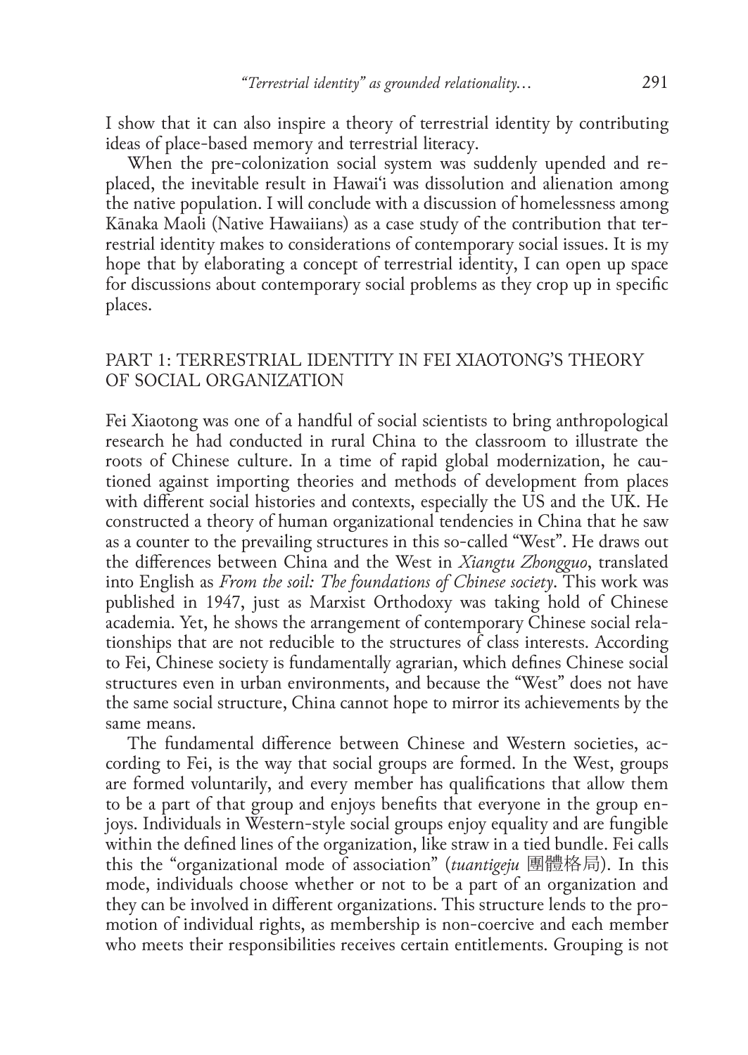I show that it can also inspire a theory of terrestrial identity by contributing ideas of place-based memory and terrestrial literacy.

When the pre-colonization social system was suddenly upended and replaced, the inevitable result in Hawai'i was dissolution and alienation among the native population. I will conclude with a discussion of homelessness among Kānaka Maoli (Native Hawaiians) as a case study of the contribution that terrestrial identity makes to considerations of contemporary social issues. It is my hope that by elaborating a concept of terrestrial identity, I can open up space for discussions about contemporary social problems as they crop up in specific places.

## PART 1: TERRESTRIAL IDENTITY IN FEI XIAOTONG'S THEORY OF SOCIAL ORGANIZATION

Fei Xiaotong was one of a handful of social scientists to bring anthropological research he had conducted in rural China to the classroom to illustrate the roots of Chinese culture. In a time of rapid global modernization, he cautioned against importing theories and methods of development from places with different social histories and contexts, especially the US and the UK. He constructed a theory of human organizational tendencies in China that he saw as a counter to the prevailing structures in this so-called "West". He draws out the differences between China and the West in *Xiangtu Zhongguo*, translated into English as *From the soil: The foundations of Chinese society*. This work was published in 1947, just as Marxist Orthodoxy was taking hold of Chinese academia. Yet, he shows the arrangement of contemporary Chinese social relationships that are not reducible to the structures of class interests. According to Fei, Chinese society is fundamentally agrarian, which defines Chinese social structures even in urban environments, and because the "West" does not have the same social structure, China cannot hope to mirror its achievements by the same means.

The fundamental difference between Chinese and Western societies, according to Fei, is the way that social groups are formed. In the West, groups are formed voluntarily, and every member has qualifications that allow them to be a part of that group and enjoys benefits that everyone in the group enjoys. Individuals in Western-style social groups enjoy equality and are fungible within the defined lines of the organization, like straw in a tied bundle. Fei calls this the "organizational mode of association" (*tuantigeju* 團體格局). In this mode, individuals choose whether or not to be a part of an organization and they can be involved in different organizations. This structure lends to the promotion of individual rights, as membership is non-coercive and each member who meets their responsibilities receives certain entitlements. Grouping is not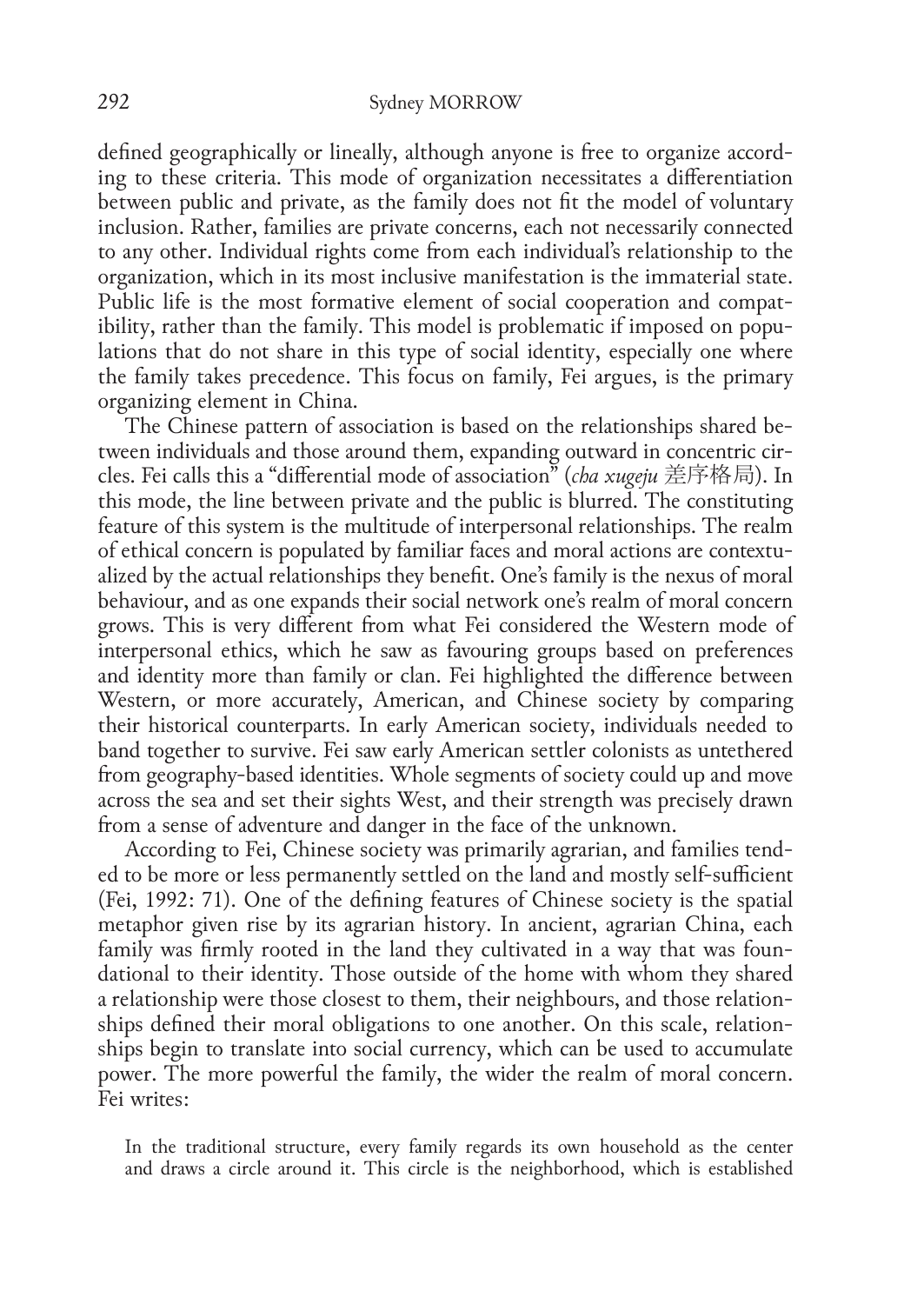defined geographically or lineally, although anyone is free to organize according to these criteria. This mode of organization necessitates a differentiation between public and private, as the family does not fit the model of voluntary inclusion. Rather, families are private concerns, each not necessarily connected to any other. Individual rights come from each individual's relationship to the organization, which in its most inclusive manifestation is the immaterial state. Public life is the most formative element of social cooperation and compatibility, rather than the family. This model is problematic if imposed on populations that do not share in this type of social identity, especially one where the family takes precedence. This focus on family, Fei argues, is the primary organizing element in China.

The Chinese pattern of association is based on the relationships shared between individuals and those around them, expanding outward in concentric circles. Fei calls this a "differential mode of association" (*cha xugeju* 差序格局). In this mode, the line between private and the public is blurred. The constituting feature of this system is the multitude of interpersonal relationships. The realm of ethical concern is populated by familiar faces and moral actions are contextualized by the actual relationships they benefit. One's family is the nexus of moral behaviour, and as one expands their social network one's realm of moral concern grows. This is very different from what Fei considered the Western mode of interpersonal ethics, which he saw as favouring groups based on preferences and identity more than family or clan. Fei highlighted the difference between Western, or more accurately, American, and Chinese society by comparing their historical counterparts. In early American society, individuals needed to band together to survive. Fei saw early American settler colonists as untethered from geography-based identities. Whole segments of society could up and move across the sea and set their sights West, and their strength was precisely drawn from a sense of adventure and danger in the face of the unknown.

According to Fei, Chinese society was primarily agrarian, and families tended to be more or less permanently settled on the land and mostly self-sufficient (Fei, 1992: 71). One of the defining features of Chinese society is the spatial metaphor given rise by its agrarian history. In ancient, agrarian China, each family was firmly rooted in the land they cultivated in a way that was foundational to their identity. Those outside of the home with whom they shared a relationship were those closest to them, their neighbours, and those relationships defined their moral obligations to one another. On this scale, relationships begin to translate into social currency, which can be used to accumulate power. The more powerful the family, the wider the realm of moral concern. Fei writes:

> In the traditional structure, every family regards its own household as the center and draws a circle around it. This circle is the neighborhood, which is established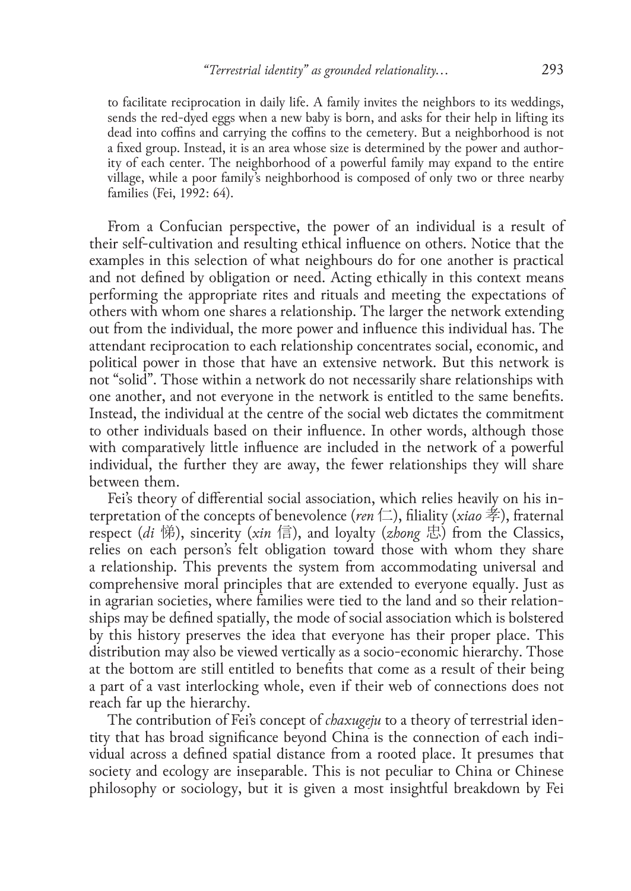to facilitate reciprocation in daily life. A family invites the neighbors to its weddings, sends the red-dyed eggs when a new baby is born, and asks for their help in lifting its dead into coffins and carrying the coffins to the cemetery. But a neighborhood is not a fixed group. Instead, it is an area whose size is determined by the power and authority of each center. The neighborhood of a powerful family may expand to the entire village, while a poor family's neighborhood is composed of only two or three nearby families (Fei, 1992: 64).

From a Confucian perspective, the power of an individual is a result of their self-cultivation and resulting ethical influence on others. Notice that the examples in this selection of what neighbours do for one another is practical and not defined by obligation or need. Acting ethically in this context means performing the appropriate rites and rituals and meeting the expectations of others with whom one shares a relationship. The larger the network extending out from the individual, the more power and influence this individual has. The attendant reciprocation to each relationship concentrates social, economic, and political power in those that have an extensive network. But this network is not "solid". Those within a network do not necessarily share relationships with one another, and not everyone in the network is entitled to the same benefits. Instead, the individual at the centre of the social web dictates the commitment to other individuals based on their influence. In other words, although those with comparatively little influence are included in the network of a powerful individual, the further they are away, the fewer relationships they will share between them.

Fei's theory of differential social association, which relies heavily on his interpretation of the concepts of benevolence (*ren* 仁), filiality (*xiao* 孝), fraternal respect (*di* 悌), sincerity (*xin* 信), and loyalty (*zhong* 忠) from the Classics, relies on each person's felt obligation toward those with whom they share a relationship. This prevents the system from accommodating universal and comprehensive moral principles that are extended to everyone equally. Just as in agrarian societies, where families were tied to the land and so their relationships may be defined spatially, the mode of social association which is bolstered by this history preserves the idea that everyone has their proper place. This distribution may also be viewed vertically as a socio-economic hierarchy. Those at the bottom are still entitled to benefits that come as a result of their being a part of a vast interlocking whole, even if their web of connections does not reach far up the hierarchy.

The contribution of Fei's concept of *chaxugeju* to a theory of terrestrial identity that has broad significance beyond China is the connection of each individual across a defined spatial distance from a rooted place. It presumes that society and ecology are inseparable. This is not peculiar to China or Chinese philosophy or sociology, but it is given a most insightful breakdown by Fei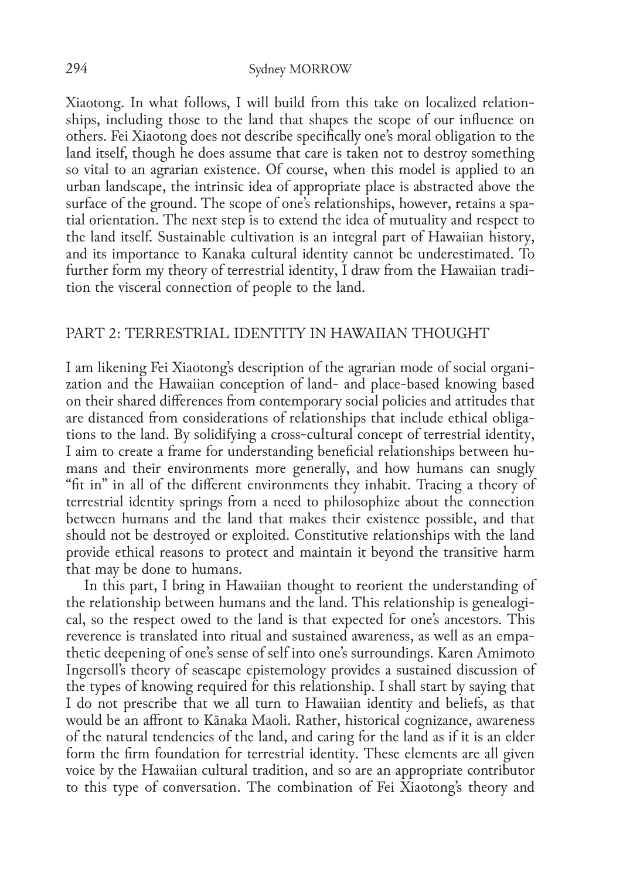Xiaotong. In what follows, I will build from this take on localized relationships, including those to the land that shapes the scope of our influence on others. Fei Xiaotong does not describe specifically one's moral obligation to the land itself, though he does assume that care is taken not to destroy something so vital to an agrarian existence. Of course, when this model is applied to an urban landscape, the intrinsic idea of appropriate place is abstracted above the surface of the ground. The scope of one's relationships, however, retains a spatial orientation. The next step is to extend the idea of mutuality and respect to the land itself. Sustainable cultivation is an integral part of Hawaiian history, and its importance to Kanaka cultural identity cannot be underestimated. To further form my theory of terrestrial identity, I draw from the Hawaiian tradition the visceral connection of people to the land.

## PART 2: TERRESTRIAL IDENTITY IN HAWAIIAN THOUGHT

I am likening Fei Xiaotong's description of the agrarian mode of social organization and the Hawaiian conception of land- and place-based knowing based on their shared differences from contemporary social policies and attitudes that are distanced from considerations of relationships that include ethical obligations to the land. By solidifying a cross-cultural concept of terrestrial identity, I aim to create a frame for understanding beneficial relationships between humans and their environments more generally, and how humans can snugly "fit in" in all of the different environments they inhabit. Tracing a theory of terrestrial identity springs from a need to philosophize about the connection between humans and the land that makes their existence possible, and that should not be destroyed or exploited. Constitutive relationships with the land provide ethical reasons to protect and maintain it beyond the transitive harm that may be done to humans.

In this part, I bring in Hawaiian thought to reorient the understanding of the relationship between humans and the land. This relationship is genealogical, so the respect owed to the land is that expected for one's ancestors. This reverence is translated into ritual and sustained awareness, as well as an empathetic deepening of one's sense of self into one's surroundings. Karen Amimoto Ingersoll's theory of seascape epistemology provides a sustained discussion of the types of knowing required for this relationship. I shall start by saying that I do not prescribe that we all turn to Hawaiian identity and beliefs, as that would be an affront to Kānaka Maoli. Rather, historical cognizance, awareness of the natural tendencies of the land, and caring for the land as if it is an elder form the firm foundation for terrestrial identity. These elements are all given voice by the Hawaiian cultural tradition, and so are an appropriate contributor to this type of conversation. The combination of Fei Xiaotong's theory and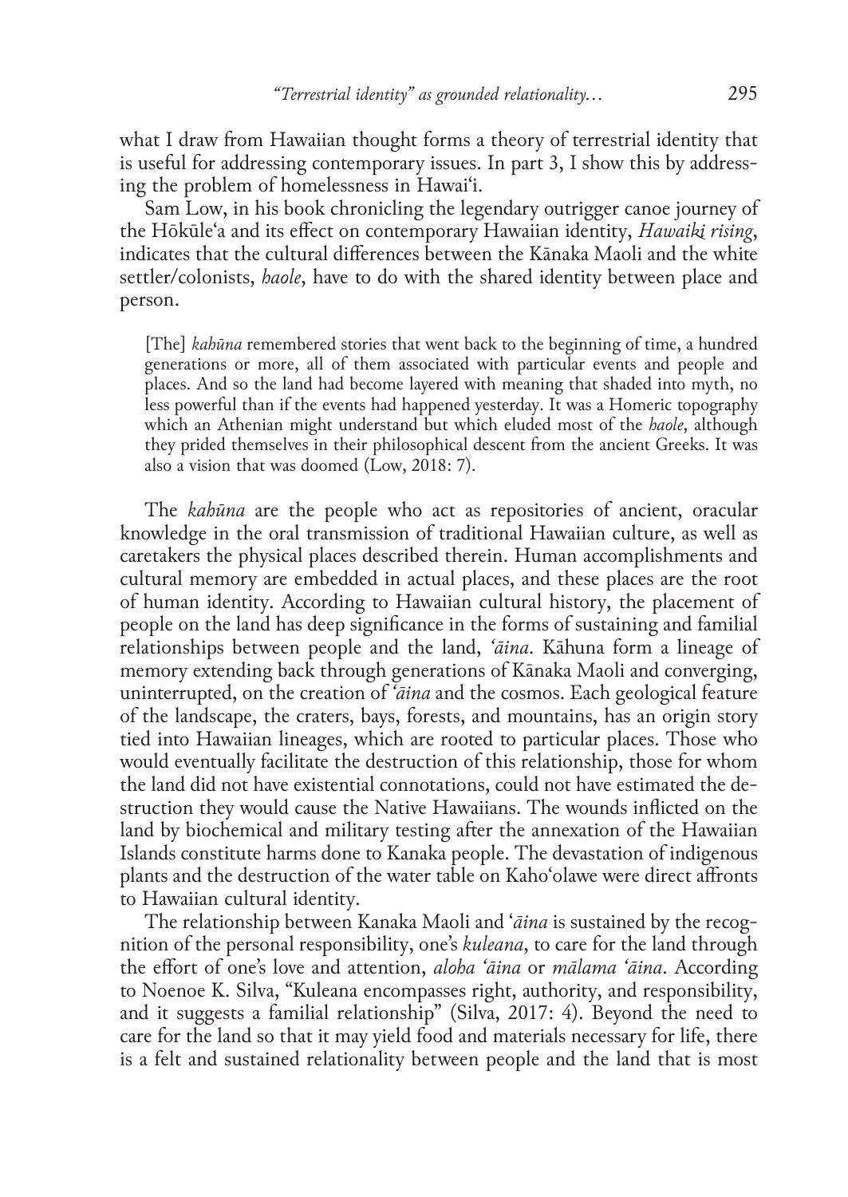what I draw from Hawaiian thought forms a theory of terrestrial identity that is useful for addressing contemporary issues. In part 3, I show this by addressing the problem of homelessness in Hawai‘i.

Sam Low, in his book chronicling the legendary outrigger canoe journey of the Hōkūle‘a and its effect on contemporary Hawaiian identity, *Hawaiki rising*, indicates that the cultural differences between the Kānaka Maoli and the white settler/colonists, *haole*, have to do with the shared identity between place and person.

> [The] *kahūna* remembered stories that went back to the beginning of time, a hundred generations or more, all of them associated with particular events and people and places. And so the land had become layered with meaning that shaded into myth, no less powerful than if the events had happened yesterday. It was a Homeric topography which an Athenian might understand but which eluded most of the *haole*, although they prided themselves in their philosophical descent from the ancient Greeks. It was also a vision that was doomed (Low, 2018: 7).

The *kahūna* are the people who act as repositories of ancient, oracular knowledge in the oral transmission of traditional Hawaiian culture, as well as caretakers the physical places described therein. Human accomplishments and cultural memory are embedded in actual places, and these places are the root of human identity. According to Hawaiian cultural history, the placement of people on the land has deep significance in the forms of sustaining and familial relationships between people and the land, *‘āina*. Kāhuna form a lineage of memory extending back through generations of Kānaka Maoli and converging, uninterrupted, on the creation of *‘āina* and the cosmos. Each geological feature of the landscape, the craters, bays, forests, and mountains, has an origin story tied into Hawaiian lineages, which are rooted to particular places. Those who would eventually facilitate the destruction of this relationship, those for whom the land did not have existential connotations, could not have estimated the destruction they would cause the Native Hawaiians. The wounds inflicted on the land by biochemical and military testing after the annexation of the Hawaiian Islands constitute harms done to Kanaka people. The devastation of indigenous plants and the destruction of the water table on Kaho‘olawe were direct affronts to Hawaiian cultural identity.

The relationship between Kanaka Maoli and *‘āina* is sustained by the recognition of the personal responsibility, one's *kuleana*, to care for the land through the effort of one's love and attention, *aloha ‘āina* or *mālama ‘āina*. According to Noenoe K. Silva, "Kuleana encompasses right, authority, and responsibility, and it suggests a familial relationship" (Silva, 2017: 4). Beyond the need to care for the land so that it may yield food and materials necessary for life, there is a felt and sustained relationality between people and the land that is most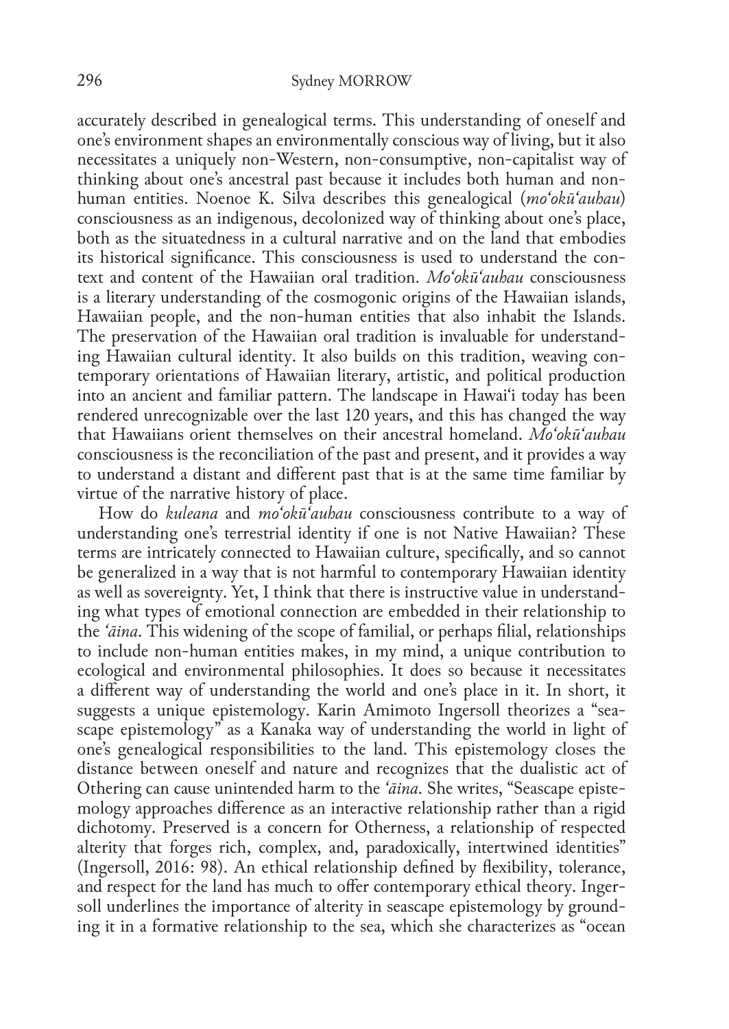accurately described in genealogical terms. This understanding of oneself and one's environment shapes an environmentally conscious way of living, but it also necessitates a uniquely non-Western, non-consumptive, non-capitalist way of thinking about one's ancestral past because it includes both human and non-human entities. Noenoe K. Silva describes this genealogical (*moʻokūʻauhau*) consciousness as an indigenous, decolonized way of thinking about one's place, both as the situatedness in a cultural narrative and on the land that embodies its historical significance. This consciousness is used to understand the context and content of the Hawaiian oral tradition. *Moʻokūʻauhau* consciousness is a literary understanding of the cosmogonic origins of the Hawaiian islands, Hawaiian people, and the non-human entities that also inhabit the Islands. The preservation of the Hawaiian oral tradition is invaluable for understanding Hawaiian cultural identity. It also builds on this tradition, weaving contemporary orientations of Hawaiian literary, artistic, and political production into an ancient and familiar pattern. The landscape in Hawaiʻi today has been rendered unrecognizable over the last 120 years, and this has changed the way that Hawaiians orient themselves on their ancestral homeland. *Moʻokūʻauhau* consciousness is the reconciliation of the past and present, and it provides a way to understand a distant and different past that is at the same time familiar by virtue of the narrative history of place.

How do *kuleana* and *moʻokūʻauhau* consciousness contribute to a way of understanding one's terrestrial identity if one is not Native Hawaiian? These terms are intricately connected to Hawaiian culture, specifically, and so cannot be generalized in a way that is not harmful to contemporary Hawaiian identity as well as sovereignty. Yet, I think that there is instructive value in understanding what types of emotional connection are embedded in their relationship to the *ʻāina*. This widening of the scope of familial, or perhaps filial, relationships to include non-human entities makes, in my mind, a unique contribution to ecological and environmental philosophies. It does so because it necessitates a different way of understanding the world and one's place in it. In short, it suggests a unique epistemology. Karin Amimoto Ingersoll theorizes a "seascape epistemology" as a Kanaka way of understanding the world in light of one's genealogical responsibilities to the land. This epistemology closes the distance between oneself and nature and recognizes that the dualistic act of Othering can cause unintended harm to the *ʻāina*. She writes, "Seascape epistemology approaches difference as an interactive relationship rather than a rigid dichotomy. Preserved is a concern for Otherness, a relationship of respected alterity that forges rich, complex, and, paradoxically, intertwined identities" (Ingersoll, 2016: 98). An ethical relationship defined by flexibility, tolerance, and respect for the land has much to offer contemporary ethical theory. Ingersoll underlines the importance of alterity in seascape epistemology by grounding it in a formative relationship to the sea, which she characterizes as "ocean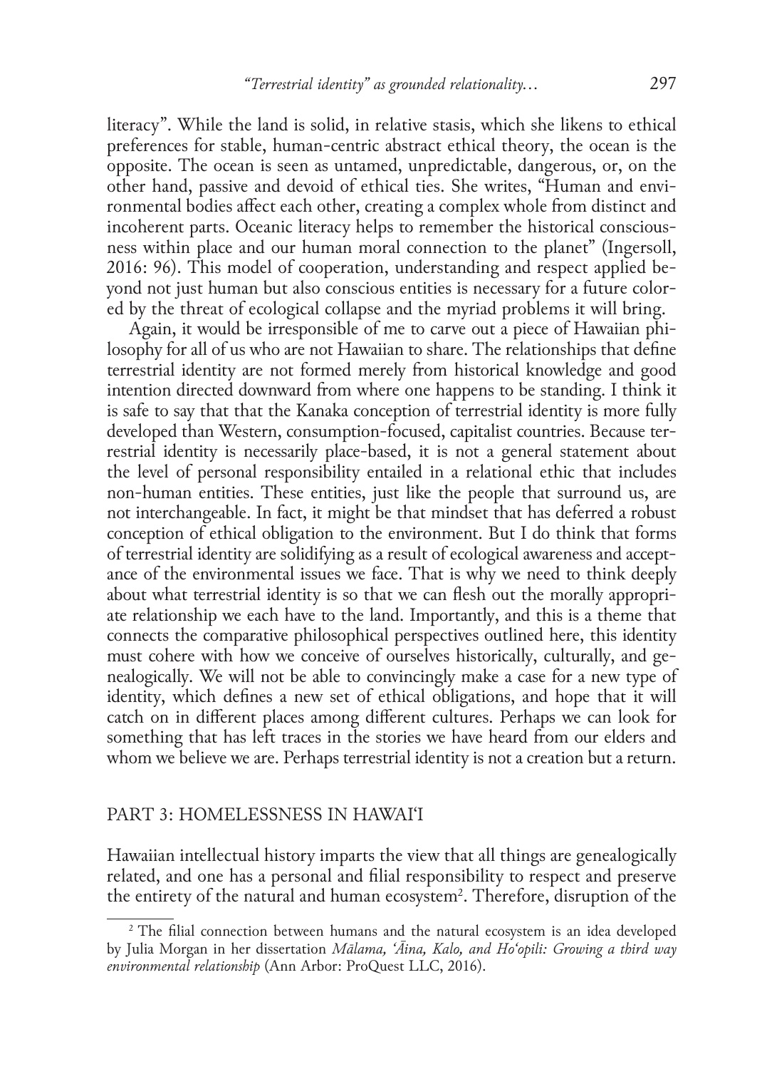literacy". While the land is solid, in relative stasis, which she likens to ethical preferences for stable, human-centric abstract ethical theory, the ocean is the opposite. The ocean is seen as untamed, unpredictable, dangerous, or, on the other hand, passive and devoid of ethical ties. She writes, "Human and environmental bodies affect each other, creating a complex whole from distinct and incoherent parts. Oceanic literacy helps to remember the historical consciousness within place and our human moral connection to the planet" (Ingersoll, 2016: 96). This model of cooperation, understanding and respect applied beyond not just human but also conscious entities is necessary for a future colored by the threat of ecological collapse and the myriad problems it will bring.

Again, it would be irresponsible of me to carve out a piece of Hawaiian philosophy for all of us who are not Hawaiian to share. The relationships that define terrestrial identity are not formed merely from historical knowledge and good intention directed downward from where one happens to be standing. I think it is safe to say that that the Kanaka conception of terrestrial identity is more fully developed than Western, consumption-focused, capitalist countries. Because terrestrial identity is necessarily place-based, it is not a general statement about the level of personal responsibility entailed in a relational ethic that includes non-human entities. These entities, just like the people that surround us, are not interchangeable. In fact, it might be that mindset that has deferred a robust conception of ethical obligation to the environment. But I do think that forms of terrestrial identity are solidifying as a result of ecological awareness and acceptance of the environmental issues we face. That is why we need to think deeply about what terrestrial identity is so that we can flesh out the morally appropriate relationship we each have to the land. Importantly, and this is a theme that connects the comparative philosophical perspectives outlined here, this identity must cohere with how we conceive of ourselves historically, culturally, and genealogically. We will not be able to convincingly make a case for a new type of identity, which defines a new set of ethical obligations, and hope that it will catch on in different places among different cultures. Perhaps we can look for something that has left traces in the stories we have heard from our elders and whom we believe we are. Perhaps terrestrial identity is not a creation but a return.

## PART 3: HOMELESSNESS IN HAWAIʻI

Hawaiian intellectual history imparts the view that all things are genealogically related, and one has a personal and filial responsibility to respect and preserve the entirety of the natural and human ecosystem[2]. Therefore, disruption of the

[2] The filial connection between humans and the natural ecosystem is an idea developed by Julia Morgan in her dissertation *Mālama, ʻĀina, Kalo, and Hoʻopili: Growing a third way environmental relationship* (Ann Arbor: ProQuest LLC, 2016).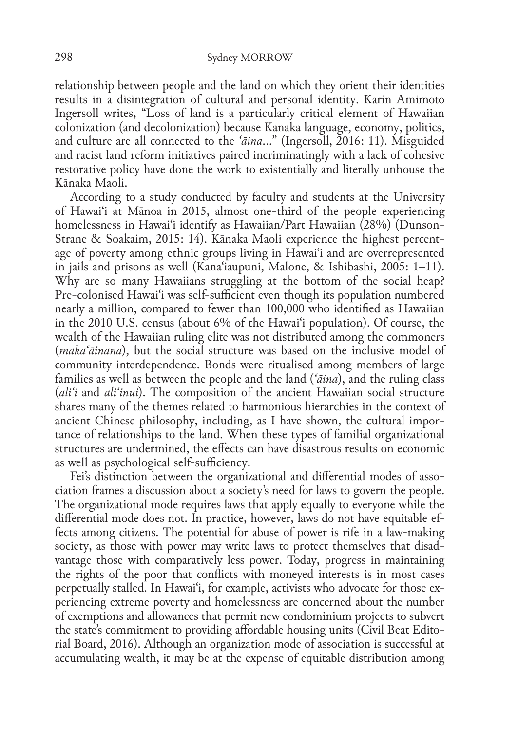relationship between people and the land on which they orient their identities results in a disintegration of cultural and personal identity. Karin Amimoto Ingersoll writes, "Loss of land is a particularly critical element of Hawaiian colonization (and decolonization) because Kanaka language, economy, politics, and culture are all connected to the *ʻāina*..." (Ingersoll, 2016: 11). Misguided and racist land reform initiatives paired incriminatingly with a lack of cohesive restorative policy have done the work to existentially and literally unhouse the Kānaka Maoli.

According to a study conducted by faculty and students at the University of Hawaiʻi at Mānoa in 2015, almost one-third of the people experiencing homelessness in Hawaiʻi identify as Hawaiian/Part Hawaiian (28%) (Dunson-Strane & Soakaim, 2015: 14). Kānaka Maoli experience the highest percentage of poverty among ethnic groups living in Hawaiʻi and are overrepresented in jails and prisons as well (Kanaʻiaupuni, Malone, & Ishibashi, 2005: 1–11). Why are so many Hawaiians struggling at the bottom of the social heap? Pre-colonised Hawaiʻi was self-sufficient even though its population numbered nearly a million, compared to fewer than 100,000 who identified as Hawaiian in the 2010 U.S. census (about 6% of the Hawaiʻi population). Of course, the wealth of the Hawaiian ruling elite was not distributed among the commoners (*makaʻāinana*), but the social structure was based on the inclusive model of community interdependence. Bonds were ritualised among members of large families as well as between the people and the land (*ʻāina*), and the ruling class (*aliʻi* and *aliʻinui*). The composition of the ancient Hawaiian social structure shares many of the themes related to harmonious hierarchies in the context of ancient Chinese philosophy, including, as I have shown, the cultural importance of relationships to the land. When these types of familial organizational structures are undermined, the effects can have disastrous results on economic as well as psychological self-sufficiency.

Fei's distinction between the organizational and differential modes of association frames a discussion about a society's need for laws to govern the people. The organizational mode requires laws that apply equally to everyone while the differential mode does not. In practice, however, laws do not have equitable effects among citizens. The potential for abuse of power is rife in a law-making society, as those with power may write laws to protect themselves that disadvantage those with comparatively less power. Today, progress in maintaining the rights of the poor that conflicts with moneyed interests is in most cases perpetually stalled. In Hawaiʻi, for example, activists who advocate for those experiencing extreme poverty and homelessness are concerned about the number of exemptions and allowances that permit new condominium projects to subvert the state's commitment to providing affordable housing units (Civil Beat Editorial Board, 2016). Although an organization mode of association is successful at accumulating wealth, it may be at the expense of equitable distribution among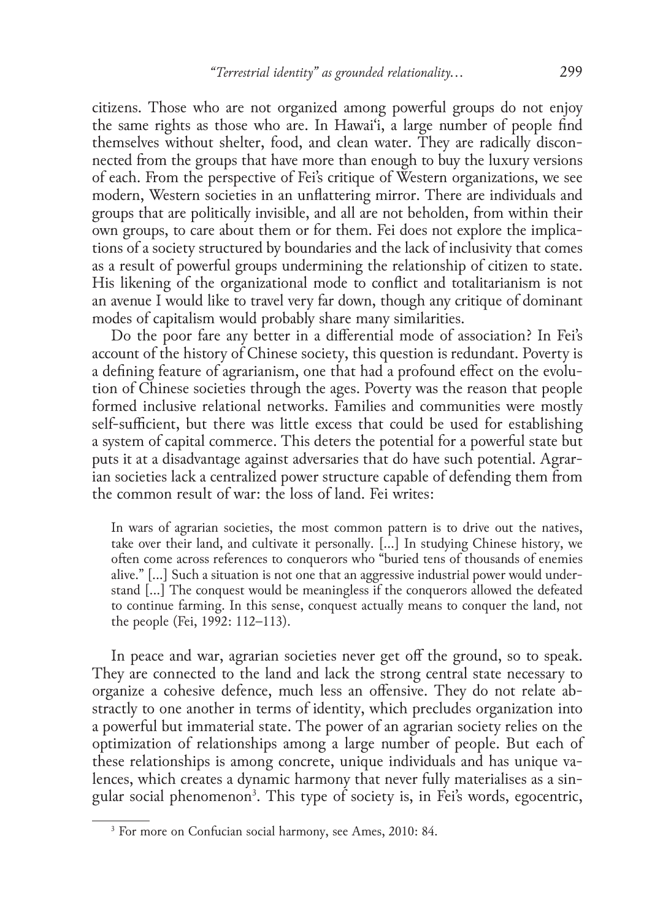citizens. Those who are not organized among powerful groups do not enjoy the same rights as those who are. In Hawai'i, a large number of people find themselves without shelter, food, and clean water. They are radically disconnected from the groups that have more than enough to buy the luxury versions of each. From the perspective of Fei's critique of Western organizations, we see modern, Western societies in an unflattering mirror. There are individuals and groups that are politically invisible, and all are not beholden, from within their own groups, to care about them or for them. Fei does not explore the implications of a society structured by boundaries and the lack of inclusivity that comes as a result of powerful groups undermining the relationship of citizen to state. His likening of the organizational mode to conflict and totalitarianism is not an avenue I would like to travel very far down, though any critique of dominant modes of capitalism would probably share many similarities.

Do the poor fare any better in a differential mode of association? In Fei's account of the history of Chinese society, this question is redundant. Poverty is a defining feature of agrarianism, one that had a profound effect on the evolution of Chinese societies through the ages. Poverty was the reason that people formed inclusive relational networks. Families and communities were mostly self-sufficient, but there was little excess that could be used for establishing a system of capital commerce. This deters the potential for a powerful state but puts it at a disadvantage against adversaries that do have such potential. Agrarian societies lack a centralized power structure capable of defending them from the common result of war: the loss of land. Fei writes:

> In wars of agrarian societies, the most common pattern is to drive out the natives, take over their land, and cultivate it personally. [...] In studying Chinese history, we often come across references to conquerors who "buried tens of thousands of enemies alive." [...] Such a situation is not one that an aggressive industrial power would understand [...] The conquest would be meaningless if the conquerors allowed the defeated to continue farming. In this sense, conquest actually means to conquer the land, not the people (Fei, 1992: 112–113).

In peace and war, agrarian societies never get off the ground, so to speak. They are connected to the land and lack the strong central state necessary to organize a cohesive defence, much less an offensive. They do not relate abstractly to one another in terms of identity, which precludes organization into a powerful but immaterial state. The power of an agrarian society relies on the optimization of relationships among a large number of people. But each of these relationships is among concrete, unique individuals and has unique valences, which creates a dynamic harmony that never fully materialises as a singular social phenomenon[3]. This type of society is, in Fei's words, egocentric,

[3] For more on Confucian social harmony, see Ames, 2010: 84.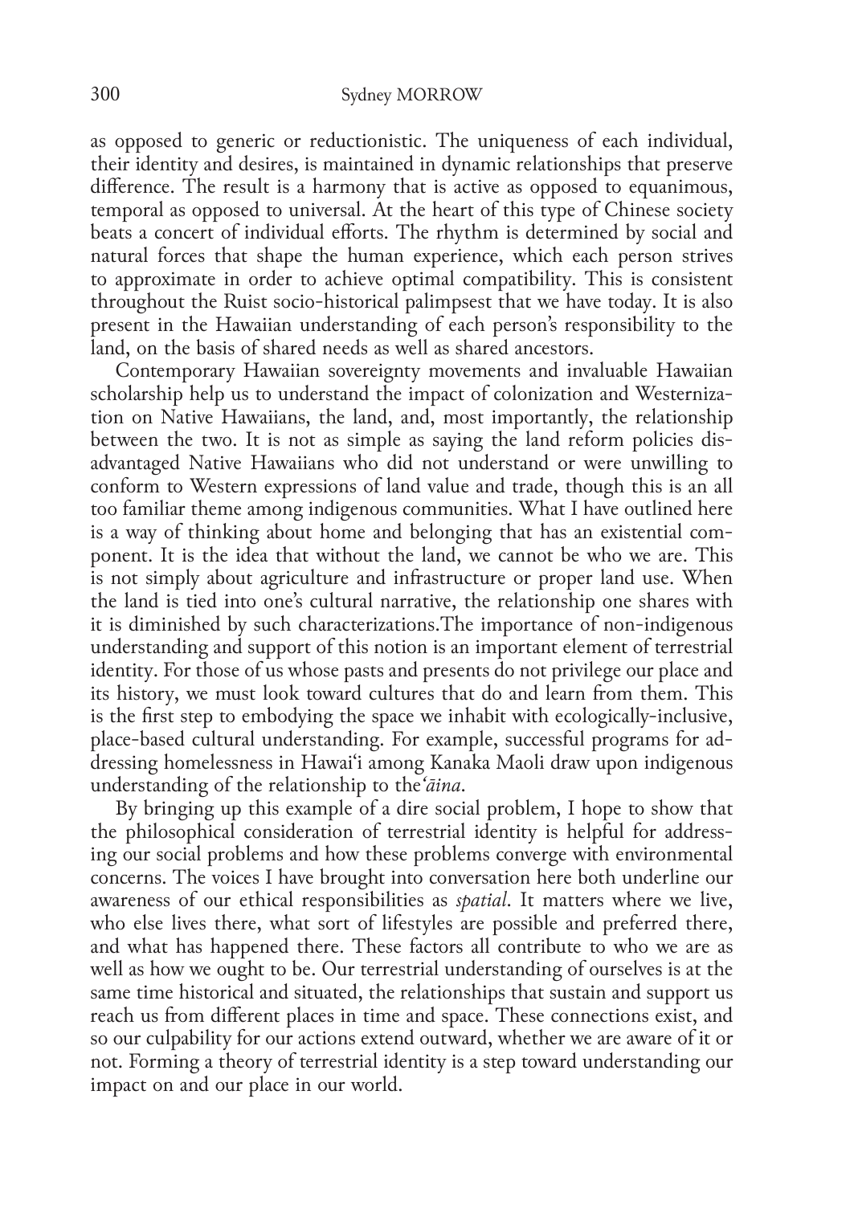as opposed to generic or reductionistic. The uniqueness of each individual, their identity and desires, is maintained in dynamic relationships that preserve difference. The result is a harmony that is active as opposed to equanimous, temporal as opposed to universal. At the heart of this type of Chinese society beats a concert of individual efforts. The rhythm is determined by social and natural forces that shape the human experience, which each person strives to approximate in order to achieve optimal compatibility. This is consistent throughout the Ruist socio-historical palimpsest that we have today. It is also present in the Hawaiian understanding of each person's responsibility to the land, on the basis of shared needs as well as shared ancestors.

Contemporary Hawaiian sovereignty movements and invaluable Hawaiian scholarship help us to understand the impact of colonization and Westernization on Native Hawaiians, the land, and, most importantly, the relationship between the two. It is not as simple as saying the land reform policies disadvantaged Native Hawaiians who did not understand or were unwilling to conform to Western expressions of land value and trade, though this is an all too familiar theme among indigenous communities. What I have outlined here is a way of thinking about home and belonging that has an existential component. It is the idea that without the land, we cannot be who we are. This is not simply about agriculture and infrastructure or proper land use. When the land is tied into one's cultural narrative, the relationship one shares with it is diminished by such characterizations.The importance of non-indigenous understanding and support of this notion is an important element of terrestrial identity. For those of us whose pasts and presents do not privilege our place and its history, we must look toward cultures that do and learn from them. This is the first step to embodying the space we inhabit with ecologically-inclusive, place-based cultural understanding. For example, successful programs for addressing homelessness in Hawai'i among Kanaka Maoli draw upon indigenous understanding of the relationship to the *'āina*.

By bringing up this example of a dire social problem, I hope to show that the philosophical consideration of terrestrial identity is helpful for addressing our social problems and how these problems converge with environmental concerns. The voices I have brought into conversation here both underline our awareness of our ethical responsibilities as *spatial*. It matters where we live, who else lives there, what sort of lifestyles are possible and preferred there, and what has happened there. These factors all contribute to who we are as well as how we ought to be. Our terrestrial understanding of ourselves is at the same time historical and situated, the relationships that sustain and support us reach us from different places in time and space. These connections exist, and so our culpability for our actions extend outward, whether we are aware of it or not. Forming a theory of terrestrial identity is a step toward understanding our impact on and our place in our world.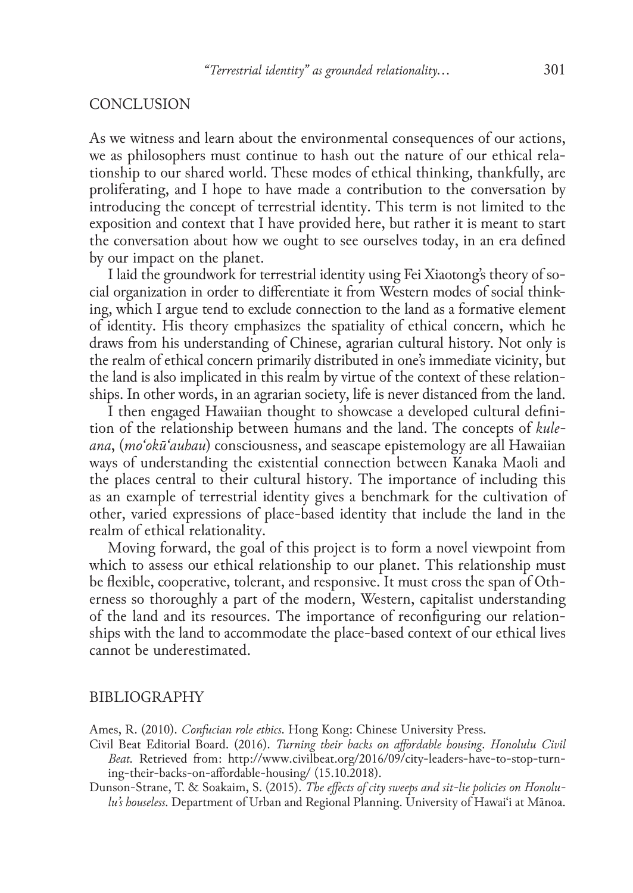## CONCLUSION

As we witness and learn about the environmental consequences of our actions, we as philosophers must continue to hash out the nature of our ethical relationship to our shared world. These modes of ethical thinking, thankfully, are proliferating, and I hope to have made a contribution to the conversation by introducing the concept of terrestrial identity. This term is not limited to the exposition and context that I have provided here, but rather it is meant to start the conversation about how we ought to see ourselves today, in an era defined by our impact on the planet.

I laid the groundwork for terrestrial identity using Fei Xiaotong's theory of social organization in order to differentiate it from Western modes of social thinking, which I argue tend to exclude connection to the land as a formative element of identity. His theory emphasizes the spatiality of ethical concern, which he draws from his understanding of Chinese, agrarian cultural history. Not only is the realm of ethical concern primarily distributed in one's immediate vicinity, but the land is also implicated in this realm by virtue of the context of these relationships. In other words, in an agrarian society, life is never distanced from the land.

I then engaged Hawaiian thought to showcase a developed cultural definition of the relationship between humans and the land. The concepts of *kuleana*, (*moʻokūʻauhau*) consciousness, and seascape epistemology are all Hawaiian ways of understanding the existential connection between Kanaka Maoli and the places central to their cultural history. The importance of including this as an example of terrestrial identity gives a benchmark for the cultivation of other, varied expressions of place-based identity that include the land in the realm of ethical relationality.

Moving forward, the goal of this project is to form a novel viewpoint from which to assess our ethical relationship to our planet. This relationship must be flexible, cooperative, tolerant, and responsive. It must cross the span of Otherness so thoroughly a part of the modern, Western, capitalist understanding of the land and its resources. The importance of reconfiguring our relationships with the land to accommodate the place-based context of our ethical lives cannot be underestimated.

## BIBLIOGRAPHY

Ames, R. (2010). *Confucian role ethics*. Hong Kong: Chinese University Press.

Civil Beat Editorial Board. (2016). *Turning their backs on affordable housing*. *Honolulu Civil Beat*. Retrieved from: http://www.civilbeat.org/2016/09/city-leaders-have-to-stop-turning-their-backs-on-affordable-housing/ (15.10.2018).

Dunson-Strane, T. & Soakaim, S. (2015). *The effects of city sweeps and sit-lie policies on Honolulu's houseless*. Department of Urban and Regional Planning. University of Hawaiʻi at Mānoa.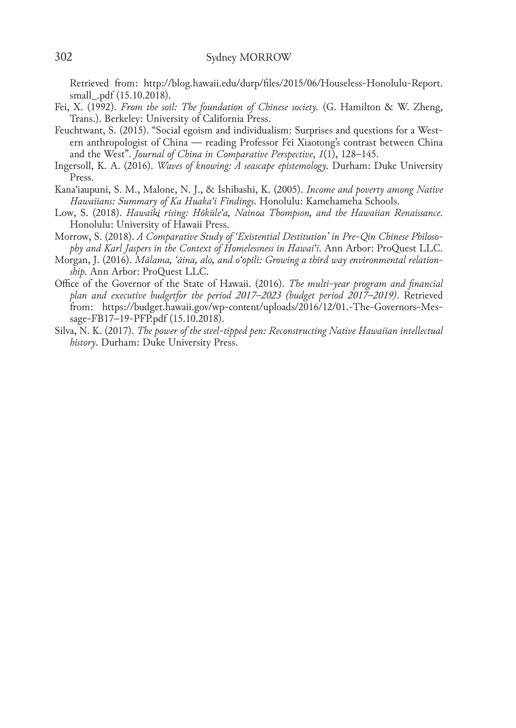Retrieved from: http://blog.hawaii.edu/durp/files/2015/06/Houseless-Honolulu-Report.small_.pdf (15.10.2018).

Fei, X. (1992). *From the soil: The foundation of Chinese society*. (G. Hamilton & W. Zheng, Trans.). Berkeley: University of California Press.

Feuchtwant, S. (2015). "Social egoism and individualism: Surprises and questions for a Western anthropologist of China — reading Professor Fei Xiaotong's contrast between China and the West". *Journal of China in Comparative Perspective*, *1*(1), 128–145.

Ingersoll, K. A. (2016). *Waves of knowing: A seascape epistemology*. Durham: Duke University Press.

Kanaʻiaupuni, S. M., Malone, N. J., & Ishibashi, K. (2005). *Income and poverty among Native Hawaiians: Summary of Ka Huakaʻi Findings*. Honolulu: Kamehameha Schools.

Low, S. (2018). *Hawaiki rising: Hōkūleʻa, Nainoa Thompson, and the Hawaiian Renaissance*. Honolulu: University of Hawaii Press.

Morrow, S. (2018). *A Comparative Study of 'Existential Destitution' in Pre-Qin Chinese Philosophy and Karl Jaspers in the Context of Homelessness in Hawaiʻi*. Ann Arbor: ProQuest LLC.

Morgan, J. (2016). *Mālama, ʻāina, alo, and oʻopili: Growing a third way environmental relationship*. Ann Arbor: ProQuest LLC.

Office of the Governor of the State of Hawaii. (2016). *The multi-year program and financial plan and executive budgetfor the period 2017–2023 (budget period 2017–2019)*. Retrieved from: https://budget.hawaii.gov/wp-content/uploads/2016/12/01.-The-Governors-Message-FB17–19-PFP.pdf (15.10.2018).

Silva, N. K. (2017). *The power of the steel-tipped pen: Reconstructing Native Hawaiian intellectual history*. Durham: Duke University Press.